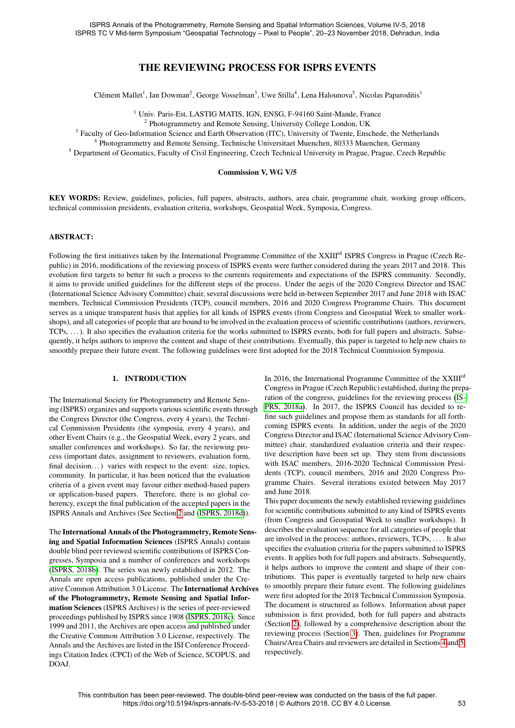# THE REVIEWING PROCESS FOR ISPRS EVENTS

Clément Mallet[1], Ian Dowman[2], George Vosselman[3], Uwe Stilla[4], Lena Halounova[5], Nicolas Paparoditis[1]

[1] Univ. Paris-Est, LASTIG MATIS, IGN, ENSG, F-94160 Saint-Mande, France
[2] Photogrammetry and Remote Sensing, University College London, UK
[3] Faculty of Geo-Information Science and Earth Observation (ITC), University of Twente, Enschede, the Netherlands
[4] Photogrammetry and Remote Sensing, Technische Universitaet Muenchen, 80333 Muenchen, Germany
[5] Department of Geomatics, Faculty of Civil Engineering, Czech Technical University in Prague, Prague, Czech Republic

**Commission V, WG V/5**

**KEY WORDS:** Review, guidelines, policies, full papers, abstracts, authors, area chair, programme chair, working group officers, technical commission presidents, evaluation criteria, workshops, Geospatial Week, Symposia, Congress.

## ABSTRACT:

Following the first initiatives taken by the International Programme Committee of the XXIII[rd] ISPRS Congress in Prague (Czech Republic) in 2016, modifications of the reviewing process of ISPRS events were further considered during the years 2017 and 2018. This evolution first targets to better fit such a process to the currents requirements and expectations of the ISPRS community. Secondly, it aims to provide unified guidelines for the different steps of the process. Under the aegis of the 2020 Congress Director and ISAC (International Science Advisory Committee) chair, several discussions were held in-between September 2017 and June 2018 with ISAC members, Technical Commission Presidents (TCP), council members, 2016 and 2020 Congress Programme Chairs. This document serves as a unique transparent basis that applies for all kinds of ISPRS events (from Congress and Geospatial Week to smaller workshops), and all categories of people that are bound to be involved in the evaluation process of scientific contributions (authors, reviewers, TCPs, ...). It also specifies the evaluation criteria for the works submitted to ISPRS events, both for full papers and abstracts. Subsequently, it helps authors to improve the content and shape of their contributions. Eventually, this paper is targeted to help new chairs to smoothly prepare their future event. The following guidelines were first adopted for the 2018 Technical Commission Symposia.

## 1. INTRODUCTION

The International Society for Photogrammetry and Remote Sensing (ISPRS) organizes and supports various scientific events through the Congress Director (the Congress, every 4 years), the Technical Commission Presidents (the symposia, every 4 years), and other Event Chairs (e.g., the Geospatial Week, every 2 years, and smaller conferences and workshops). So far, the reviewing process (important dates, assignment to reviewers, evaluation form, final decision...) varies with respect to the event: size, topics, community. In particular, it has been noticed that the evaluation criteria of a given event may favour either method-based papers or application-based papers. Therefore, there is no global coherency, except the final publication of the accepted papers in the ISPRS Annals and Archives (See Section 2 and (ISPRS, 2018d)).

The **International Annals of the Photogrammetry, Remote Sensing and Spatial Information Sciences** (ISPRS Annals) contain double blind peer reviewed scientific contributions of ISPRS Congresses, Symposia and a number of conferences and workshops (ISPRS, 2018b). The series was newly established in 2012. The Annals are open access publications, published under the Creative Common Attribution 3.0 License. The **International Archives of the Photogrammetry, Remote Sensing and Spatial Information Sciences** (ISPRS Archives) is the series of peer-reviewed proceedings published by ISPRS since 1908 (ISPRS, 2018c). Since 1999 and 2011, the Archives are open access and published under the Creative Common Attribution 3.0 License, respectively. The Annals and the Archives are listed in the ISI Conference Proceedings Citation Index (CPCI) of the Web of Science, SCOPUS, and DOAJ.

In 2016, the International Programme Committee of the XXIII[rd] Congress in Prague (Czech Republic) established, during the preparation of the congress, guidelines for the reviewing process (ISPRS, 2018a). In 2017, the ISPRS Council has decided to refine such guidelines and propose them as standards for all forthcoming ISPRS events. In addition, under the aegis of the 2020 Congress Director and ISAC (International Science Advisory Committee) chair, standardized evaluation criteria and their respective description have been set up. They stem from discussions with ISAC members, 2016-2020 Technical Commission Presidents (TCP), council members, 2016 and 2020 Congress Programme Chairs. Several iterations existed between May 2017 and June 2018.

This paper documents the newly established reviewing guidelines for scientific contributions submitted to any kind of ISPRS events (from Congress and Geospatial Week to smaller workshops). It describes the evaluation sequence for all categories of people that are involved in the process: authors, reviewers, TCPs, .... It also specifies the evaluation criteria for the papers submitted to ISPRS events. It applies both for full papers and abstracts. Subsequently, it helps authors to improve the content and shape of their contributions. This paper is eventually targeted to help new chairs to smoothly prepare their future event. The following guidelines were first adopted for the 2018 Technical Commission Symposia.

The document is structured as follows. Information about paper submission is first provided, both for full papers and abstracts (Section 2), followed by a comprehensive description about the reviewing process (Section 3). Then, guidelines for Programme Chairs/Area Chairs and reviewers are detailed in Sections 4 and 5, respectively.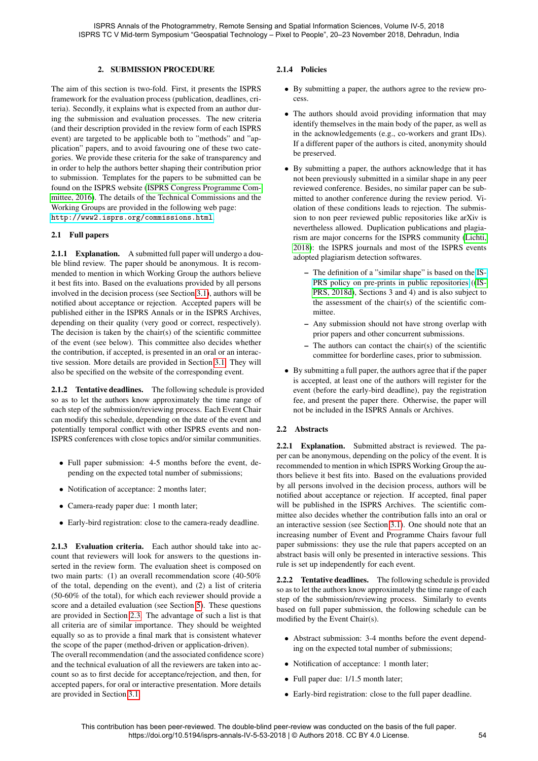## 2. SUBMISSION PROCEDURE

The aim of this section is two-fold. First, it presents the ISPRS framework for the evaluation process (publication, deadlines, criteria). Secondly, it explains what is expected from an author during the submission and evaluation processes. The new criteria (and their description provided in the review form of each ISPRS event) are targeted to be applicable both to "methods" and "application" papers, and to avoid favouring one of these two categories. We provide these criteria for the sake of transparency and in order to help the authors better shaping their contribution prior to submission. Templates for the papers to be submitted can be found on the ISPRS website (ISPRS Congress Programme Committee, 2016). The details of the Technical Commissions and the Working Groups are provided in the following web page: `http://www2.isprs.org/commissions.html`.

### 2.1 Full papers

**2.1.1 Explanation.** A submitted full paper will undergo a double blind review. The paper should be anonymous. It is recommended to mention in which Working Group the authors believe it best fits into. Based on the evaluations provided by all persons involved in the decision process (see Section 3.1), authors will be notified about acceptance or rejection. Accepted papers will be published either in the ISPRS Annals or in the ISPRS Archives, depending on their quality (very good or correct, respectively). The decision is taken by the chair(s) of the scientific committee of the event (see below). This committee also decides whether the contribution, if accepted, is presented in an oral or an interactive session. More details are provided in Section 3.1. They will also be specified on the website of the corresponding event.

**2.1.2 Tentative deadlines.** The following schedule is provided so as to let the authors know approximately the time range of each step of the submission/reviewing process. Each Event Chair can modify this schedule, depending on the date of the event and potentially temporal conflict with other ISPRS events and non-ISPRS conferences with close topics and/or similar communities.

- Full paper submission: 4-5 months before the event, depending on the expected total number of submissions;
- Notification of acceptance: 2 months later;
- Camera-ready paper due: 1 month later;
- Early-bird registration: close to the camera-ready deadline.

**2.1.3 Evaluation criteria.** Each author should take into account that reviewers will look for answers to the questions inserted in the review form. The evaluation sheet is composed on two main parts: (1) an overall recommendation score (40-50% of the total, depending on the event), and (2) a list of criteria (50-60% of the total), for which each reviewer should provide a score and a detailed evaluation (see Section 5). These questions are provided in Section 2.3. The advantage of such a list is that all criteria are of similar importance. They should be weighted equally so as to provide a final mark that is consistent whatever the scope of the paper (method-driven or application-driven).
The overall recommendation (and the associated confidence score) and the technical evaluation of all the reviewers are taken into account so as to first decide for acceptance/rejection, and then, for accepted papers, for oral or interactive presentation. More details are provided in Section 3.1.

**2.1.4 Policies**

- By submitting a paper, the authors agree to the review process.
- The authors should avoid providing information that may identify themselves in the main body of the paper, as well as in the acknowledgements (e.g., co-workers and grant IDs). If a different paper of the authors is cited, anonymity should be preserved.
- By submitting a paper, the authors acknowledge that it has not been previously submitted in a similar shape in any peer reviewed conference. Besides, no similar paper can be submitted to another conference during the review period. Violation of these conditions leads to rejection. The submission to non peer reviewed public repositories like arXiv is nevertheless allowed. Duplication publications and plagiarism are major concerns for the ISPRS community (Lichti, 2018): the ISPRS journals and most of the ISPRS events adopted plagiarism detection softwares.
  - The definition of a "similar shape" is based on the ISPRS policy on pre-prints in public repositories ((ISPRS, 2018d), Sections 3 and 4) and is also subject to the assessment of the chair(s) of the scientific committee.
  - Any submission should not have strong overlap with prior papers and other concurrent submissions.
  - The authors can contact the chair(s) of the scientific committee for borderline cases, prior to submission.
- By submitting a full paper, the authors agree that if the paper is accepted, at least one of the authors will register for the event (before the early-bird deadline), pay the registration fee, and present the paper there. Otherwise, the paper will not be included in the ISPRS Annals or Archives.

### 2.2 Abstracts

**2.2.1 Explanation.** Submitted abstract is reviewed. The paper can be anonymous, depending on the policy of the event. It is recommended to mention in which ISPRS Working Group the authors believe it best fits into. Based on the evaluations provided by all persons involved in the decision process, authors will be notified about acceptance or rejection. If accepted, final paper will be published in the ISPRS Archives. The scientific committee also decides whether the contribution falls into an oral or an interactive session (see Section 3.1). One should note that an increasing number of Event and Programme Chairs favour full paper submissions: they use the rule that papers accepted on an abstract basis will only be presented in interactive sessions. This rule is set up independently for each event.

**2.2.2 Tentative deadlines.** The following schedule is provided so as to let the authors know approximately the time range of each step of the submission/reviewing process. Similarly to events based on full paper submission, the following schedule can be modified by the Event Chair(s).

- Abstract submission: 3-4 months before the event depending on the expected total number of submissions;
- Notification of acceptance: 1 month later;
- Full paper due: 1/1.5 month later;
- Early-bird registration: close to the full paper deadline.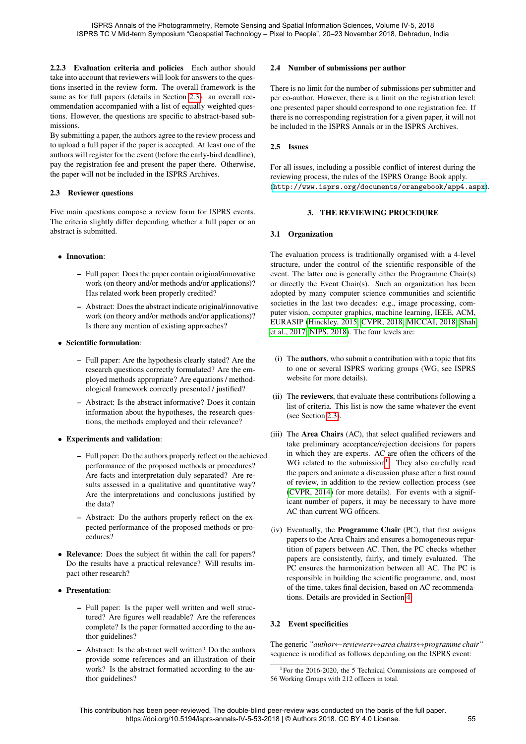#### 2.2.3 Evaluation criteria and policies

Each author should take into account that reviewers will look for answers to the questions inserted in the review form. The overall framework is the same as for full papers (details in Section 2.3): an overall recommendation accompanied with a list of equally weighted questions. However, the questions are specific to abstract-based submissions.

By submitting a paper, the authors agree to the review process and to upload a full paper if the paper is accepted. At least one of the authors will register for the event (before the early-bird deadline), pay the registration fee and present the paper there. Otherwise, the paper will not be included in the ISPRS Archives.

### 2.3 Reviewer questions

Five main questions compose a review form for ISPRS events. The criteria slightly differ depending whether a full paper or an abstract is submitted.

- **Innovation**:
  - Full paper: Does the paper contain original/innovative work (on theory and/or methods and/or applications)? Has related work been properly credited?
  - Abstract: Does the abstract indicate original/innovative work (on theory and/or methods and/or applications)? Is there any mention of existing approaches?
- **Scientific formulation**:
  - Full paper: Are the hypothesis clearly stated? Are the research questions correctly formulated? Are the employed methods appropriate? Are equations / methodological framework correctly presented / justified?
  - Abstract: Is the abstract informative? Does it contain information about the hypotheses, the research questions, the methods employed and their relevance?
- **Experiments and validation**:
  - Full paper: Do the authors properly reflect on the achieved performance of the proposed methods or procedures? Are facts and interpretation duly separated? Are results assessed in a qualitative and quantitative way? Are the interpretations and conclusions justified by the data?
  - Abstract: Do the authors properly reflect on the expected performance of the proposed methods or procedures?
- **Relevance**: Does the subject fit within the call for papers? Do the results have a practical relevance? Will results impact other research?
- **Presentation**:
  - Full paper: Is the paper well written and well structured? Are figures well readable? Are the references complete? Is the paper formatted according to the author guidelines?
  - Abstract: Is the abstract well written? Do the authors provide some references and an illustration of their work? Is the abstract formatted according to the author guidelines?

### 2.4 Number of submissions per author

There is no limit for the number of submissions per submitter and per co-author. However, there is a limit on the registration level: one presented paper should correspond to one registration fee. If there is no corresponding registration for a given paper, it will not be included in the ISPRS Annals or in the ISPRS Archives.

### 2.5 Issues

For all issues, including a possible conflict of interest during the reviewing process, the rules of the ISPRS Orange Book apply. (http://www.isprs.org/documents/orangebook/app4.aspx).

## 3. THE REVIEWING PROCEDURE

### 3.1 Organization

The evaluation process is traditionally organised with a 4-level structure, under the control of the scientific responsible of the event. The latter one is generally either the Programme Chair(s) or directly the Event Chair(s). Such an organization has been adopted by many computer science communities and scientific societies in the last two decades: e.g., image processing, computer vision, computer graphics, machine learning, IEEE, ACM, EURASIP (Hinckley, 2015, CVPR, 2018, MICCAI, 2018, Shah et al., 2017, NIPS, 2018). The four levels are:

(i) The **authors**, who submit a contribution with a topic that fits to one or several ISPRS working groups (WG, see ISPRS website for more details).

(ii) The **reviewers**, that evaluate these contributions following a list of criteria. This list is now the same whatever the event (see Section 2.3).

(iii) The **Area Chairs** (AC), that select qualified reviewers and take preliminary acceptance/rejection decisions for papers in which they are experts. AC are often the officers of the WG related to the submission[1]. They also carefully read the papers and animate a discussion phase after a first round of review, in addition to the review collection process (see (CVPR, 2014) for more details). For events with a significant number of papers, it may be necessary to have more AC than current WG officers.

(iv) Eventually, the **Programme Chair** (PC), that first assigns papers to the Area Chairs and ensures a homogeneous repartition of papers between AC. Then, the PC checks whether papers are consistently, fairly, and timely evaluated. The PC ensures the harmonization between all AC. The PC is responsible in building the scientific programme, and, most of the time, takes final decision, based on AC recommendations. Details are provided in Section 4.

### 3.2 Event specificities

The generic *"author←reviewers↔area chairs↔programme chair"* sequence is modified as follows depending on the ISPRS event:

[1] For the 2016-2020, the 5 Technical Commissions are composed of 56 Working Groups with 212 officers in total.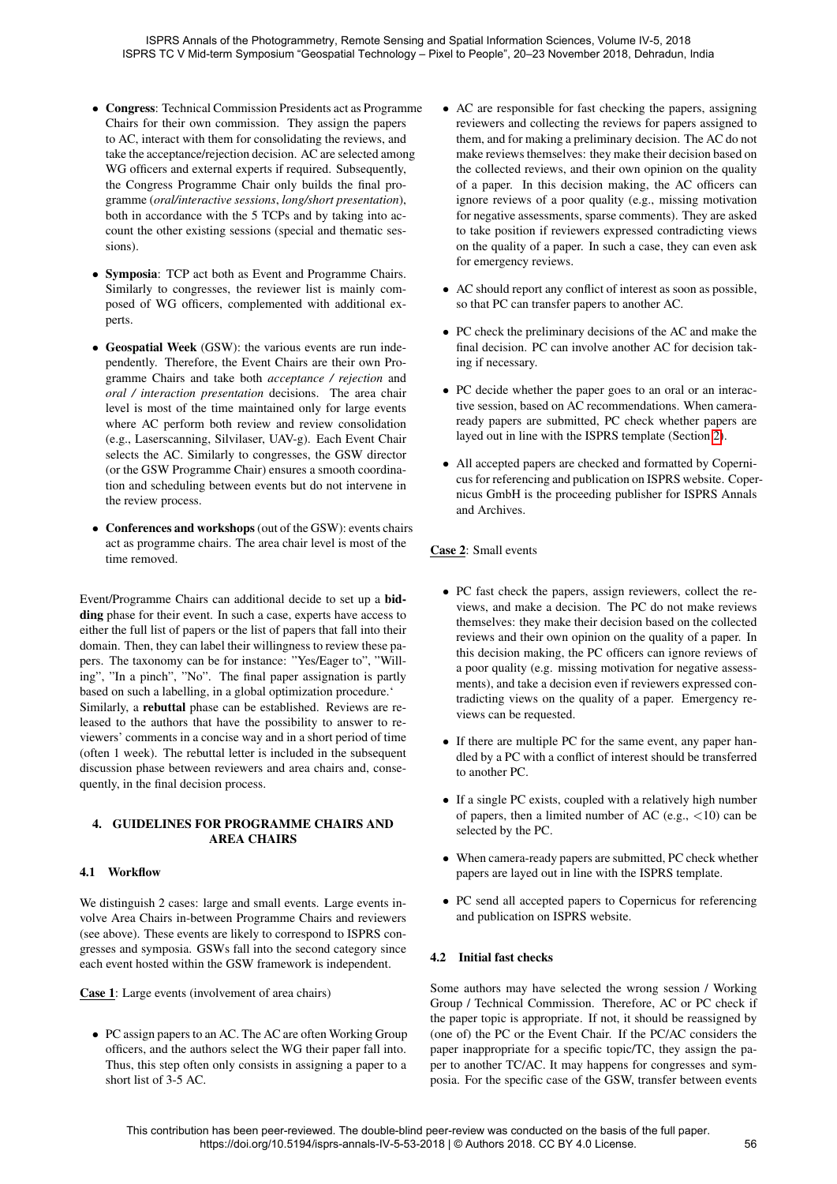- **Congress**: Technical Commission Presidents act as Programme Chairs for their own commission. They assign the papers to AC, interact with them for consolidating the reviews, and take the acceptance/rejection decision. AC are selected among WG officers and external experts if required. Subsequently, the Congress Programme Chair only builds the final programme (*oral/interactive sessions*, *long/short presentation*), both in accordance with the 5 TCPs and by taking into account the other existing sessions (special and thematic sessions).
- **Symposia**: TCP act both as Event and Programme Chairs. Similarly to congresses, the reviewer list is mainly composed of WG officers, complemented with additional experts.
- **Geospatial Week** (GSW): the various events are run independently. Therefore, the Event Chairs are their own Programme Chairs and take both *acceptance / rejection* and *oral / interaction presentation* decisions. The area chair level is most of the time maintained only for large events where AC perform both review and review consolidation (e.g., Laserscanning, Silvilaser, UAV-g). Each Event Chair selects the AC. Similarly to congresses, the GSW director (or the GSW Programme Chair) ensures a smooth coordination and scheduling between events but do not intervene in the review process.
- **Conferences and workshops** (out of the GSW): events chairs act as programme chairs. The area chair level is most of the time removed.

Event/Programme Chairs can additional decide to set up a **bidding** phase for their event. In such a case, experts have access to either the full list of papers or the list of papers that fall into their domain. Then, they can label their willingness to review these papers. The taxonomy can be for instance: "Yes/Eager to", "Willing", "In a pinch", "No". The final paper assignation is partly based on such a labelling, in a global optimization procedure.'
Similarly, a **rebuttal** phase can be established. Reviews are released to the authors that have the possibility to answer to reviewers' comments in a concise way and in a short period of time (often 1 week). The rebuttal letter is included in the subsequent discussion phase between reviewers and area chairs and, consequently, in the final decision process.

## 4. GUIDELINES FOR PROGRAMME CHAIRS AND AREA CHAIRS

### 4.1 Workflow

We distinguish 2 cases: large and small events. Large events involve Area Chairs in-between Programme Chairs and reviewers (see above). These events are likely to correspond to ISPRS congresses and symposia. GSWs fall into the second category since each event hosted within the GSW framework is independent.

<u>**Case 1**</u>: Large events (involvement of area chairs)

- PC assign papers to an AC. The AC are often Working Group officers, and the authors select the WG their paper fall into. Thus, this step often only consists in assigning a paper to a short list of 3-5 AC.
- AC are responsible for fast checking the papers, assigning reviewers and collecting the reviews for papers assigned to them, and for making a preliminary decision. The AC do not make reviews themselves: they make their decision based on the collected reviews, and their own opinion on the quality of a paper. In this decision making, the AC officers can ignore reviews of a poor quality (e.g., missing motivation for negative assessments, sparse comments). They are asked to take position if reviewers expressed contradicting views on the quality of a paper. In such a case, they can even ask for emergency reviews.
- AC should report any conflict of interest as soon as possible, so that PC can transfer papers to another AC.
- PC check the preliminary decisions of the AC and make the final decision. PC can involve another AC for decision taking if necessary.
- PC decide whether the paper goes to an oral or an interactive session, based on AC recommendations. When camera-ready papers are submitted, PC check whether papers are layed out in line with the ISPRS template (Section 2).
- All accepted papers are checked and formatted by Copernicus for referencing and publication on ISPRS website. Copernicus GmbH is the proceeding publisher for ISPRS Annals and Archives.

<u>**Case 2**</u>: Small events

- PC fast check the papers, assign reviewers, collect the reviews, and make a decision. The PC do not make reviews themselves: they make their decision based on the collected reviews and their own opinion on the quality of a paper. In this decision making, the PC officers can ignore reviews of a poor quality (e.g. missing motivation for negative assessments), and take a decision even if reviewers expressed contradicting views on the quality of a paper. Emergency reviews can be requested.
- If there are multiple PC for the same event, any paper handled by a PC with a conflict of interest should be transferred to another PC.
- If a single PC exists, coupled with a relatively high number of papers, then a limited number of AC (e.g., $<10$) can be selected by the PC.
- When camera-ready papers are submitted, PC check whether papers are layed out in line with the ISPRS template.
- PC send all accepted papers to Copernicus for referencing and publication on ISPRS website.

### 4.2 Initial fast checks

Some authors may have selected the wrong session / Working Group / Technical Commission. Therefore, AC or PC check if the paper topic is appropriate. If not, it should be reassigned by (one of) the PC or the Event Chair. If the PC/AC considers the paper inappropriate for a specific topic/TC, they assign the paper to another TC/AC. It may happens for congresses and symposia. For the specific case of the GSW, transfer between events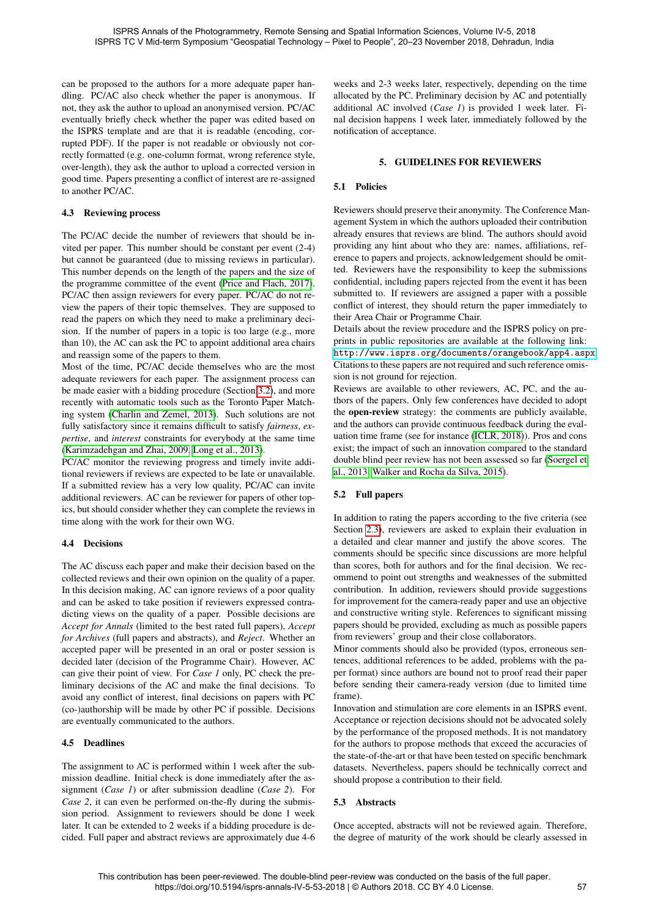can be proposed to the authors for a more adequate paper handling. PC/AC also check whether the paper is anonymous. If not, they ask the author to upload an anonymised version. PC/AC eventually briefly check whether the paper was edited based on the ISPRS template and are that it is readable (encoding, corrupted PDF). If the paper is not readable or obviously not correctly formatted (e.g. one-column format, wrong reference style, over-length), they ask the author to upload a corrected version in good time. Papers presenting a conflict of interest are re-assigned to another PC/AC.

### 4.3 Reviewing process

The PC/AC decide the number of reviewers that should be invited per paper. This number should be constant per event (2-4) but cannot be guaranteed (due to missing reviews in particular). This number depends on the length of the papers and the size of the programme committee of the event (Price and Flach, 2017). PC/AC then assign reviewers for every paper. PC/AC do not review the papers of their topic themselves. They are supposed to read the papers on which they need to make a preliminary decision. If the number of papers in a topic is too large (e.g., more than 10), the AC can ask the PC to appoint additional area chairs and reassign some of the papers to them.

Most of the time, PC/AC decide themselves who are the most adequate reviewers for each paper. The assignment process can be made easier with a bidding procedure (Section 3.2), and more recently with automatic tools such as the Toronto Paper Matching system (Charlin and Zemel, 2013). Such solutions are not fully satisfactory since it remains difficult to satisfy *fairness*, *expertise*, and *interest* constraints for everybody at the same time (Karimzadehgan and Zhai, 2009, Long et al., 2013).

PC/AC monitor the reviewing progress and timely invite additional reviewers if reviews are expected to be late or unavailable. If a submitted review has a very low quality, PC/AC can invite additional reviewers. AC can be reviewer for papers of other topics, but should consider whether they can complete the reviews in time along with the work for their own WG.

### 4.4 Decisions

The AC discuss each paper and make their decision based on the collected reviews and their own opinion on the quality of a paper. In this decision making, AC can ignore reviews of a poor quality and can be asked to take position if reviewers expressed contradicting views on the quality of a paper. Possible decisions are *Accept for Annals* (limited to the best rated full papers), *Accept for Archives* (full papers and abstracts), and *Reject*. Whether an accepted paper will be presented in an oral or poster session is decided later (decision of the Programme Chair). However, AC can give their point of view. For *Case 1* only, PC check the preliminary decisions of the AC and make the final decisions. To avoid any conflict of interest, final decisions on papers with PC (co-)authorship will be made by other PC if possible. Decisions are eventually communicated to the authors.

### 4.5 Deadlines

The assignment to AC is performed within 1 week after the submission deadline. Initial check is done immediately after the assignment (*Case 1*) or after submission deadline (*Case 2*). For *Case 2*, it can even be performed on-the-fly during the submission period. Assignment to reviewers should be done 1 week later. It can be extended to 2 weeks if a bidding procedure is decided. Full paper and abstract reviews are approximately due 4-6 weeks and 2-3 weeks later, respectively, depending on the time allocated by the PC. Preliminary decision by AC and potentially additional AC involved (*Case 1*) is provided 1 week later. Final decision happens 1 week later, immediately followed by the notification of acceptance.

## 5. GUIDELINES FOR REVIEWERS

### 5.1 Policies

Reviewers should preserve their anonymity. The Conference Management System in which the authors uploaded their contribution already ensures that reviews are blind. The authors should avoid providing any hint about who they are: names, affiliations, reference to papers and projects, acknowledgement should be omitted. Reviewers have the responsibility to keep the submissions confidential, including papers rejected from the event it has been submitted to. If reviewers are assigned a paper with a possible conflict of interest, they should return the paper immediately to their Area Chair or Programme Chair.

Details about the review procedure and the ISPRS policy on preprints in public repositories are available at the following link: http://www.isprs.org/documents/orangebook/app4.aspx

Citations to these papers are not required and such reference omission is not ground for rejection.

Reviews are available to other reviewers, AC, PC, and the authors of the papers. Only few conferences have decided to adopt the **open-review** strategy: the comments are publicly available, and the authors can provide continuous feedback during the evaluation time frame (see for instance (ICLR, 2018)). Pros and cons exist; the impact of such an innovation compared to the standard double blind peer review has not been assessed so far (Soergel et al., 2013, Walker and Rocha da Silva, 2015).

### 5.2 Full papers

In addition to rating the papers according to the five criteria (see Section 2.3), reviewers are asked to explain their evaluation in a detailed and clear manner and justify the above scores. The comments should be specific since discussions are more helpful than scores, both for authors and for the final decision. We recommend to point out strengths and weaknesses of the submitted contribution. In addition, reviewers should provide suggestions for improvement for the camera-ready paper and use an objective and constructive writing style. References to significant missing papers should be provided, excluding as much as possible papers from reviewers' group and their close collaborators.

Minor comments should also be provided (typos, erroneous sentences, additional references to be added, problems with the paper format) since authors are bound not to proof read their paper before sending their camera-ready version (due to limited time frame).

Innovation and stimulation are core elements in an ISPRS event. Acceptance or rejection decisions should not be advocated solely by the performance of the proposed methods. It is not mandatory for the authors to propose methods that exceed the accuracies of the state-of-the-art or that have been tested on specific benchmark datasets. Nevertheless, papers should be technically correct and should propose a contribution to their field.

### 5.3 Abstracts

Once accepted, abstracts will not be reviewed again. Therefore, the degree of maturity of the work should be clearly assessed in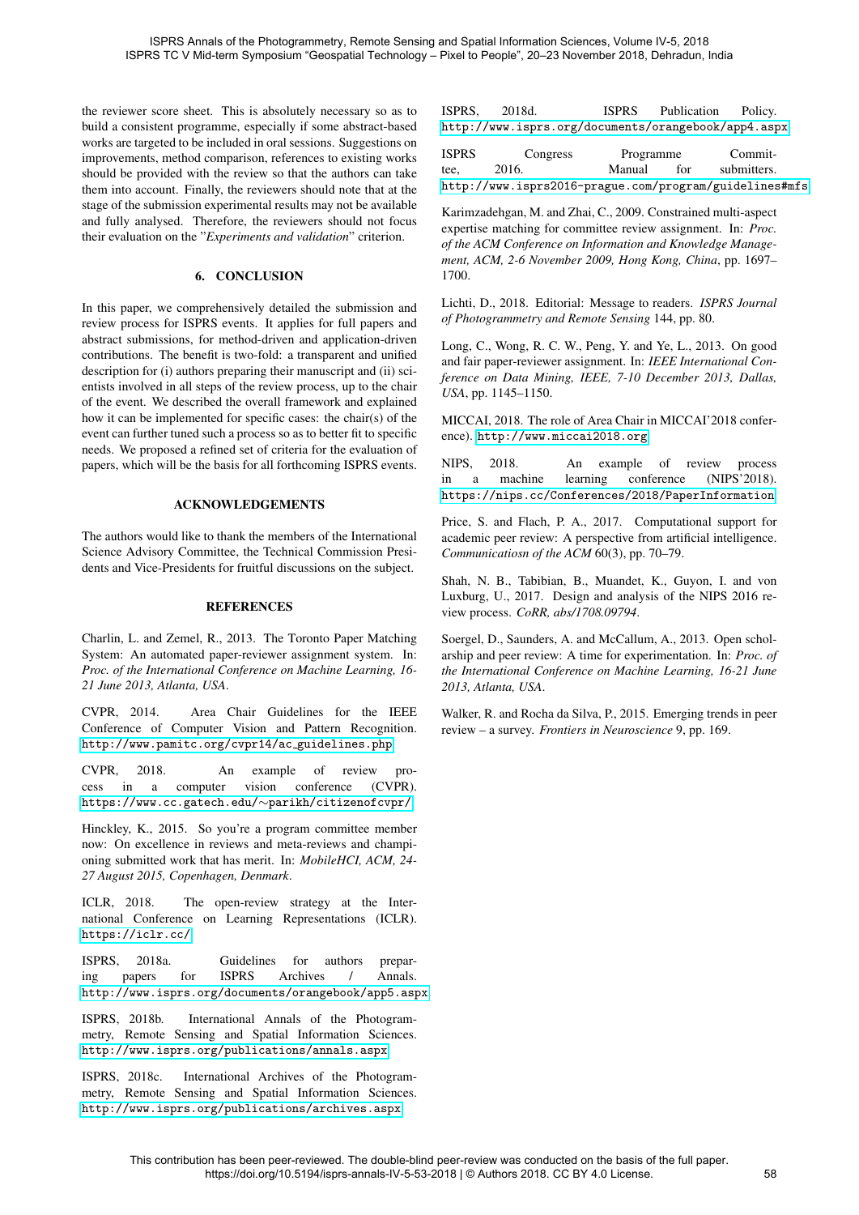the reviewer score sheet. This is absolutely necessary so as to build a consistent programme, especially if some abstract-based works are targeted to be included in oral sessions. Suggestions on improvements, method comparison, references to existing works should be provided with the review so that the authors can take them into account. Finally, the reviewers should note that at the stage of the submission experimental results may not be available and fully analysed. Therefore, the reviewers should not focus their evaluation on the "*Experiments and validation*" criterion.

## 6. CONCLUSION

In this paper, we comprehensively detailed the submission and review process for ISPRS events. It applies for full papers and abstract submissions, for method-driven and application-driven contributions. The benefit is two-fold: a transparent and unified description for (i) authors preparing their manuscript and (ii) scientists involved in all steps of the review process, up to the chair of the event. We described the overall framework and explained how it can be implemented for specific cases: the chair(s) of the event can further tuned such a process so as to better fit to specific needs. We proposed a refined set of criteria for the evaluation of papers, which will be the basis for all forthcoming ISPRS events.

## ACKNOWLEDGEMENTS

The authors would like to thank the members of the International Science Advisory Committee, the Technical Commission Presidents and Vice-Presidents for fruitful discussions on the subject.

## REFERENCES

Charlin, L. and Zemel, R., 2013. The Toronto Paper Matching System: An automated paper-reviewer assignment system. In: *Proc. of the International Conference on Machine Learning, 16-21 June 2013, Atlanta, USA*.

CVPR, 2014. Area Chair Guidelines for the IEEE Conference of Computer Vision and Pattern Recognition. http://www.pamitc.org/cvpr14/ac_guidelines.php

CVPR, 2018. An example of review process in a computer vision conference (CVPR). https://www.cc.gatech.edu/~parikh/citizenofcvpr/

Hinckley, K., 2015. So you're a program committee member now: On excellence in reviews and meta-reviews and championing submitted work that has merit. In: *MobileHCI, ACM, 24-27 August 2015, Copenhagen, Denmark*.

ICLR, 2018. The open-review strategy at the International Conference on Learning Representations (ICLR). https://iclr.cc/

ISPRS, 2018a. Guidelines for authors preparing papers for ISPRS Archives / Annals. http://www.isprs.org/documents/orangebook/app5.aspx

ISPRS, 2018b. International Annals of the Photogrammetry, Remote Sensing and Spatial Information Sciences. http://www.isprs.org/publications/annals.aspx

ISPRS, 2018c. International Archives of the Photogrammetry, Remote Sensing and Spatial Information Sciences. http://www.isprs.org/publications/archives.aspx

ISPRS, 2018d. ISPRS Publication Policy. http://www.isprs.org/documents/orangebook/app4.aspx

ISPRS Congress Programme Committee, 2016. Manual for submitters. http://www.isprs2016-prague.com/program/guidelines#mfs

Karimzadehgan, M. and Zhai, C., 2009. Constrained multi-aspect expertise matching for committee review assignment. In: *Proc. of the ACM Conference on Information and Knowledge Management, ACM, 2-6 November 2009, Hong Kong, China*, pp. 1697–1700.

Lichti, D., 2018. Editorial: Message to readers. *ISPRS Journal of Photogrammetry and Remote Sensing* 144, pp. 80.

Long, C., Wong, R. C. W., Peng, Y. and Ye, L., 2013. On good and fair paper-reviewer assignment. In: *IEEE International Conference on Data Mining, IEEE, 7-10 December 2013, Dallas, USA*, pp. 1145–1150.

MICCAI, 2018. The role of Area Chair in MICCAI'2018 conference). http://www.miccai2018.org

NIPS, 2018. An example of review process in a machine learning conference (NIPS'2018). https://nips.cc/Conferences/2018/PaperInformation

Price, S. and Flach, P. A., 2017. Computational support for academic peer review: A perspective from artificial intelligence. *Communicatiosn of the ACM* 60(3), pp. 70–79.

Shah, N. B., Tabibian, B., Muandet, K., Guyon, I. and von Luxburg, U., 2017. Design and analysis of the NIPS 2016 review process. *CoRR, abs/1708.09794*.

Soergel, D., Saunders, A. and McCallum, A., 2013. Open scholarship and peer review: A time for experimentation. In: *Proc. of the International Conference on Machine Learning, 16-21 June 2013, Atlanta, USA*.

Walker, R. and Rocha da Silva, P., 2015. Emerging trends in peer review – a survey. *Frontiers in Neuroscience* 9, pp. 169.